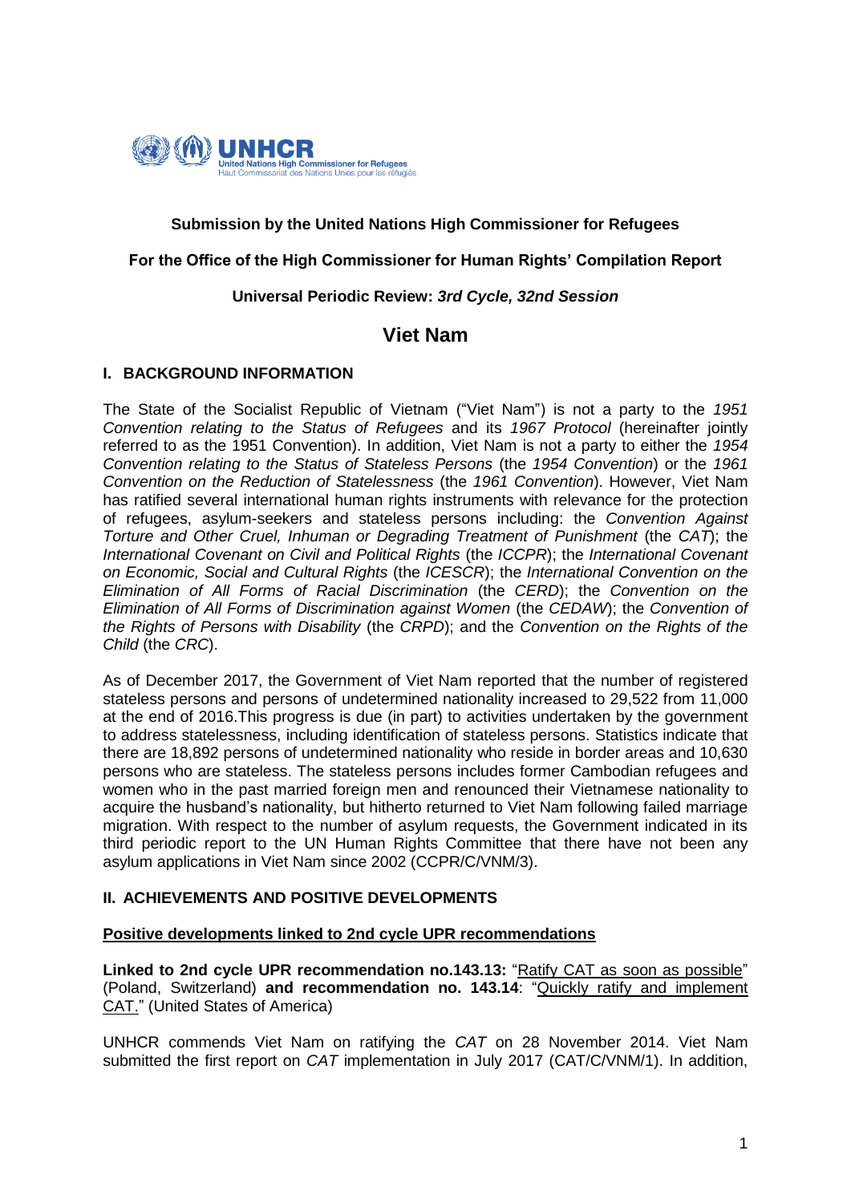**Submission by the United Nations High Commissioner for Refugees**

**For the Office of the High Commissioner for Human Rights' Compilation Report**

**Universal Periodic Review: *3rd Cycle, 32nd Session***

# Viet Nam

## I. BACKGROUND INFORMATION

The State of the Socialist Republic of Vietnam ("Viet Nam") is not a party to the *1951 Convention relating to the Status of Refugees* and its *1967 Protocol* (hereinafter jointly referred to as the 1951 Convention). In addition, Viet Nam is not a party to either the *1954 Convention relating to the Status of Stateless Persons* (the *1954 Convention*) or the *1961 Convention on the Reduction of Statelessness* (the *1961 Convention*). However, Viet Nam has ratified several international human rights instruments with relevance for the protection of refugees, asylum-seekers and stateless persons including: the *Convention Against Torture and Other Cruel, Inhuman or Degrading Treatment of Punishment* (the *CAT*); the *International Covenant on Civil and Political Rights* (the *ICCPR*); the *International Covenant on Economic, Social and Cultural Rights* (the *ICESCR*); the *International Convention on the Elimination of All Forms of Racial Discrimination* (the *CERD*); the *Convention on the Elimination of All Forms of Discrimination against Women* (the *CEDAW*); the *Convention of the Rights of Persons with Disability* (the *CRPD*); and the *Convention on the Rights of the Child* (the *CRC*).

As of December 2017, the Government of Viet Nam reported that the number of registered stateless persons and persons of undetermined nationality increased to 29,522 from 11,000 at the end of 2016.This progress is due (in part) to activities undertaken by the government to address statelessness, including identification of stateless persons. Statistics indicate that there are 18,892 persons of undetermined nationality who reside in border areas and 10,630 persons who are stateless. The stateless persons includes former Cambodian refugees and women who in the past married foreign men and renounced their Vietnamese nationality to acquire the husband's nationality, but hitherto returned to Viet Nam following failed marriage migration. With respect to the number of asylum requests, the Government indicated in its third periodic report to the UN Human Rights Committee that there have not been any asylum applications in Viet Nam since 2002 (CCPR/C/VNM/3).

## II. ACHIEVEMENTS AND POSITIVE DEVELOPMENTS

### Positive developments linked to 2nd cycle UPR recommendations

**Linked to 2nd cycle UPR recommendation no.143.13:** "Ratify CAT as soon as possible" (Poland, Switzerland) **and recommendation no. 143.14**: "Quickly ratify and implement CAT." (United States of America)

UNHCR commends Viet Nam on ratifying the *CAT* on 28 November 2014. Viet Nam submitted the first report on *CAT* implementation in July 2017 (CAT/C/VNM/1). In addition,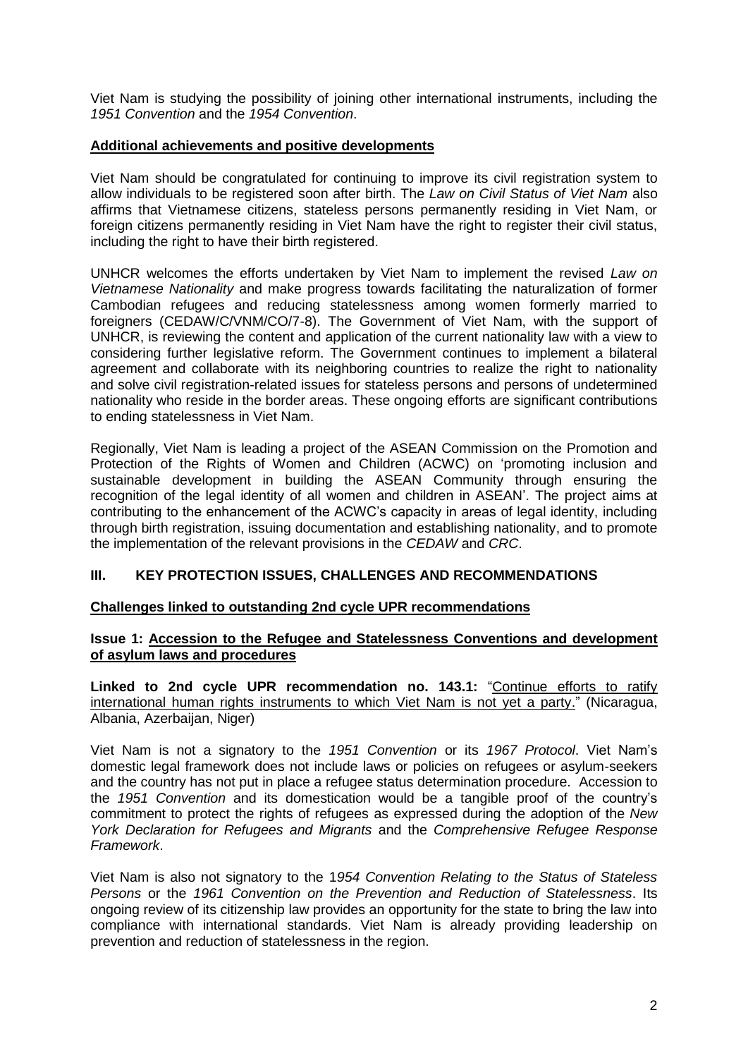Viet Nam is studying the possibility of joining other international instruments, including the *1951 Convention* and the *1954 Convention*.

**Additional achievements and positive developments**

Viet Nam should be congratulated for continuing to improve its civil registration system to allow individuals to be registered soon after birth. The *Law on Civil Status of Viet Nam* also affirms that Vietnamese citizens, stateless persons permanently residing in Viet Nam, or foreign citizens permanently residing in Viet Nam have the right to register their civil status, including the right to have their birth registered.

UNHCR welcomes the efforts undertaken by Viet Nam to implement the revised *Law on Vietnamese Nationality* and make progress towards facilitating the naturalization of former Cambodian refugees and reducing statelessness among women formerly married to foreigners (CEDAW/C/VNM/CO/7-8). The Government of Viet Nam, with the support of UNHCR, is reviewing the content and application of the current nationality law with a view to considering further legislative reform. The Government continues to implement a bilateral agreement and collaborate with its neighboring countries to realize the right to nationality and solve civil registration-related issues for stateless persons and persons of undetermined nationality who reside in the border areas. These ongoing efforts are significant contributions to ending statelessness in Viet Nam.

Regionally, Viet Nam is leading a project of the ASEAN Commission on the Promotion and Protection of the Rights of Women and Children (ACWC) on 'promoting inclusion and sustainable development in building the ASEAN Community through ensuring the recognition of the legal identity of all women and children in ASEAN'. The project aims at contributing to the enhancement of the ACWC's capacity in areas of legal identity, including through birth registration, issuing documentation and establishing nationality, and to promote the implementation of the relevant provisions in the *CEDAW* and *CRC*.

## III. KEY PROTECTION ISSUES, CHALLENGES AND RECOMMENDATIONS

**Challenges linked to outstanding 2nd cycle UPR recommendations**

**Issue 1: Accession to the Refugee and Statelessness Conventions and development of asylum laws and procedures**

**Linked to 2nd cycle UPR recommendation no. 143.1:** "Continue efforts to ratify international human rights instruments to which Viet Nam is not yet a party." (Nicaragua, Albania, Azerbaijan, Niger)

Viet Nam is not a signatory to the *1951 Convention* or its *1967 Protocol*. Viet Nam's domestic legal framework does not include laws or policies on refugees or asylum-seekers and the country has not put in place a refugee status determination procedure. Accession to the *1951 Convention* and its domestication would be a tangible proof of the country's commitment to protect the rights of refugees as expressed during the adoption of the *New York Declaration for Refugees and Migrants* and the *Comprehensive Refugee Response Framework*.

Viet Nam is also not signatory to the 1*954 Convention Relating to the Status of Stateless Persons* or the *1961 Convention on the Prevention and Reduction of Statelessness*. Its ongoing review of its citizenship law provides an opportunity for the state to bring the law into compliance with international standards. Viet Nam is already providing leadership on prevention and reduction of statelessness in the region.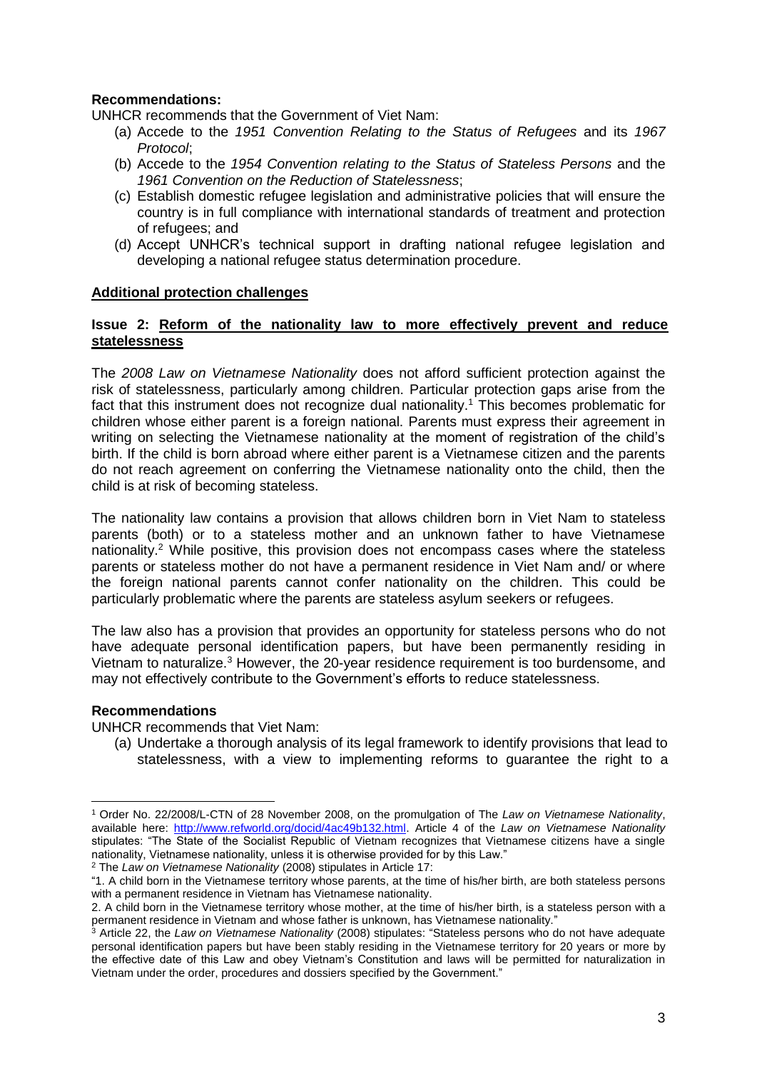**Recommendations:**

UNHCR recommends that the Government of Viet Nam:

(a) Accede to the *1951 Convention Relating to the Status of Refugees* and its *1967 Protocol*;

(b) Accede to the *1954 Convention relating to the Status of Stateless Persons* and the *1961 Convention on the Reduction of Statelessness*;

(c) Establish domestic refugee legislation and administrative policies that will ensure the country is in full compliance with international standards of treatment and protection of refugees; and

(d) Accept UNHCR's technical support in drafting national refugee legislation and developing a national refugee status determination procedure.

**Additional protection challenges**

**Issue 2: Reform of the nationality law to more effectively prevent and reduce statelessness**

The *2008 Law on Vietnamese Nationality* does not afford sufficient protection against the risk of statelessness, particularly among children. Particular protection gaps arise from the fact that this instrument does not recognize dual nationality.[1] This becomes problematic for children whose either parent is a foreign national. Parents must express their agreement in writing on selecting the Vietnamese nationality at the moment of registration of the child's birth. If the child is born abroad where either parent is a Vietnamese citizen and the parents do not reach agreement on conferring the Vietnamese nationality onto the child, then the child is at risk of becoming stateless.

The nationality law contains a provision that allows children born in Viet Nam to stateless parents (both) or to a stateless mother and an unknown father to have Vietnamese nationality.[2] While positive, this provision does not encompass cases where the stateless parents or stateless mother do not have a permanent residence in Viet Nam and/ or where the foreign national parents cannot confer nationality on the children. This could be particularly problematic where the parents are stateless asylum seekers or refugees.

The law also has a provision that provides an opportunity for stateless persons who do not have adequate personal identification papers, but have been permanently residing in Vietnam to naturalize.[3] However, the 20-year residence requirement is too burdensome, and may not effectively contribute to the Government's efforts to reduce statelessness.

**Recommendations**

UNHCR recommends that Viet Nam:

(a) Undertake a thorough analysis of its legal framework to identify provisions that lead to statelessness, with a view to implementing reforms to guarantee the right to a

---

[1] Order No. 22/2008/L-CTN of 28 November 2008, on the promulgation of The *Law on Vietnamese Nationality*, available here: http://www.refworld.org/docid/4ac49b132.html. Article 4 of the *Law on Vietnamese Nationality* stipulates: "The State of the Socialist Republic of Vietnam recognizes that Vietnamese citizens have a single nationality, Vietnamese nationality, unless it is otherwise provided for by this Law."

[2] The *Law on Vietnamese Nationality* (2008) stipulates in Article 17:

"1. A child born in the Vietnamese territory whose parents, at the time of his/her birth, are both stateless persons with a permanent residence in Vietnam has Vietnamese nationality.

2. A child born in the Vietnamese territory whose mother, at the time of his/her birth, is a stateless person with a permanent residence in Vietnam and whose father is unknown, has Vietnamese nationality."

[3] Article 22, the *Law on Vietnamese Nationality* (2008) stipulates: "Stateless persons who do not have adequate personal identification papers but have been stably residing in the Vietnamese territory for 20 years or more by the effective date of this Law and obey Vietnam's Constitution and laws will be permitted for naturalization in Vietnam under the order, procedures and dossiers specified by the Government."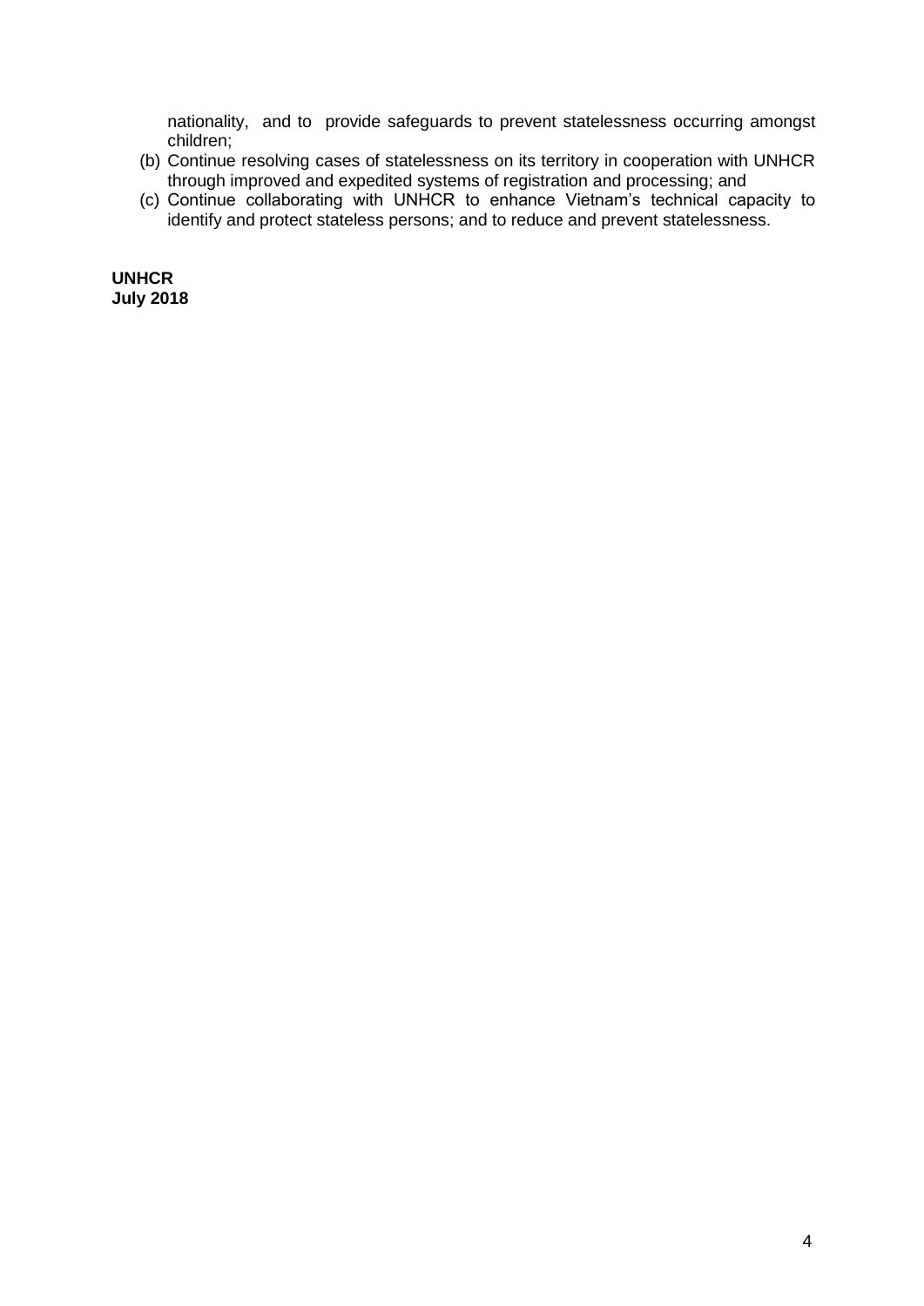nationality, and to provide safeguards to prevent statelessness occurring amongst children;

(b) Continue resolving cases of statelessness on its territory in cooperation with UNHCR through improved and expedited systems of registration and processing; and

(c) Continue collaborating with UNHCR to enhance Vietnam's technical capacity to identify and protect stateless persons; and to reduce and prevent statelessness.

**UNHCR**
**July 2018**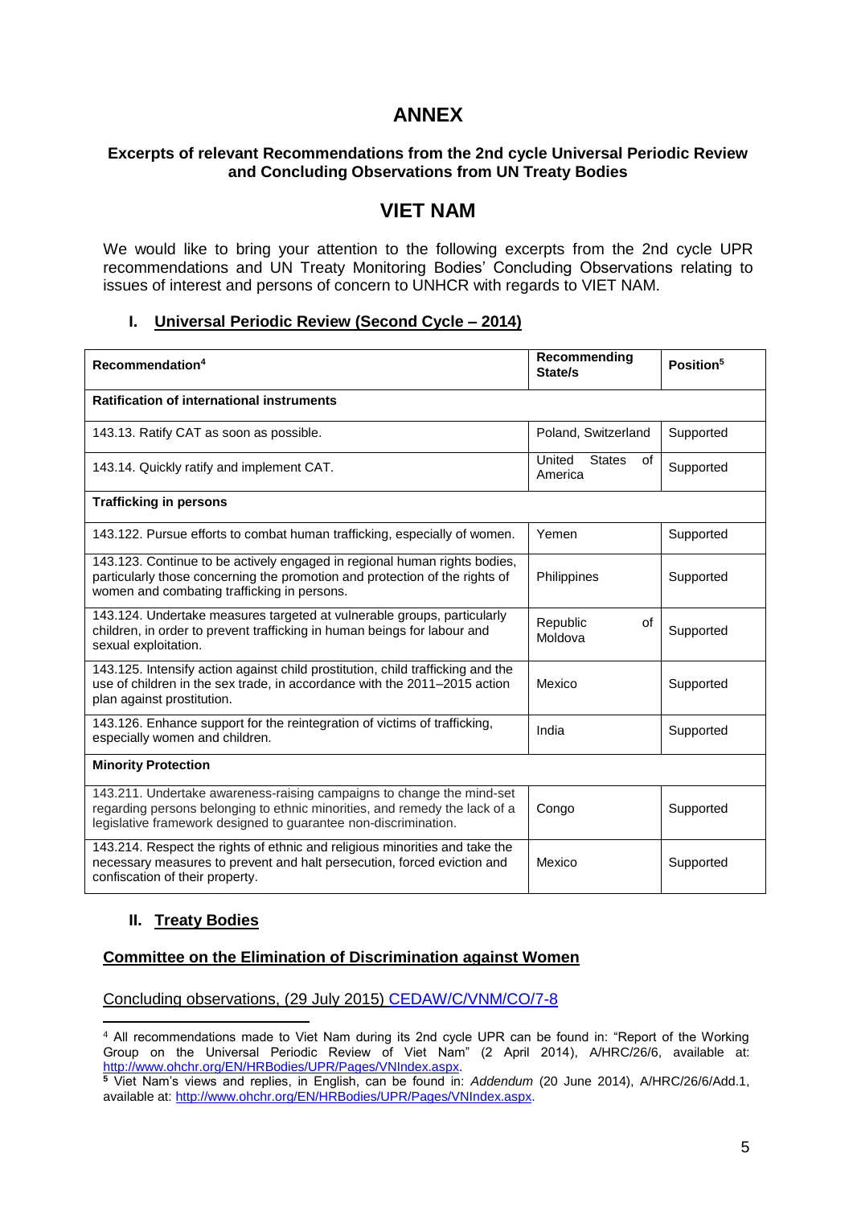# ANNEX

**Excerpts of relevant Recommendations from the 2nd cycle Universal Periodic Review and Concluding Observations from UN Treaty Bodies**

# VIET NAM

We would like to bring your attention to the following excerpts from the 2nd cycle UPR recommendations and UN Treaty Monitoring Bodies' Concluding Observations relating to issues of interest and persons of concern to UNHCR with regards to VIET NAM.

## I. Universal Periodic Review (Second Cycle – 2014)

| Recommendation[4] | Recommending State/s | Position[5] |
|---|---|---|
| **Ratification of international instruments** | | |
| 143.13. Ratify CAT as soon as possible. | Poland, Switzerland | Supported |
| 143.14. Quickly ratify and implement CAT. | United States of America | Supported |
| **Trafficking in persons** | | |
| 143.122. Pursue efforts to combat human trafficking, especially of women. | Yemen | Supported |
| 143.123. Continue to be actively engaged in regional human rights bodies, particularly those concerning the promotion and protection of the rights of women and combating trafficking in persons. | Philippines | Supported |
| 143.124. Undertake measures targeted at vulnerable groups, particularly children, in order to prevent trafficking in human beings for labour and sexual exploitation. | Republic of Moldova | Supported |
| 143.125. Intensify action against child prostitution, child trafficking and the use of children in the sex trade, in accordance with the 2011–2015 action plan against prostitution. | Mexico | Supported |
| 143.126. Enhance support for the reintegration of victims of trafficking, especially women and children. | India | Supported |
| **Minority Protection** | | |
| 143.211. Undertake awareness-raising campaigns to change the mind-set regarding persons belonging to ethnic minorities, and remedy the lack of a legislative framework designed to guarantee non-discrimination. | Congo | Supported |
| 143.214. Respect the rights of ethnic and religious minorities and take the necessary measures to prevent and halt persecution, forced eviction and confiscation of their property. | Mexico | Supported |

## II. Treaty Bodies

### Committee on the Elimination of Discrimination against Women

Concluding observations, (29 July 2015) CEDAW/C/VNM/CO/7-8

---

[4] All recommendations made to Viet Nam during its 2nd cycle UPR can be found in: "Report of the Working Group on the Universal Periodic Review of Viet Nam" (2 April 2014), A/HRC/26/6, available at: http://www.ohchr.org/EN/HRBodies/UPR/Pages/VNIndex.aspx.

[5] Viet Nam's views and replies, in English, can be found in: *Addendum* (20 June 2014), A/HRC/26/6/Add.1, available at: http://www.ohchr.org/EN/HRBodies/UPR/Pages/VNIndex.aspx.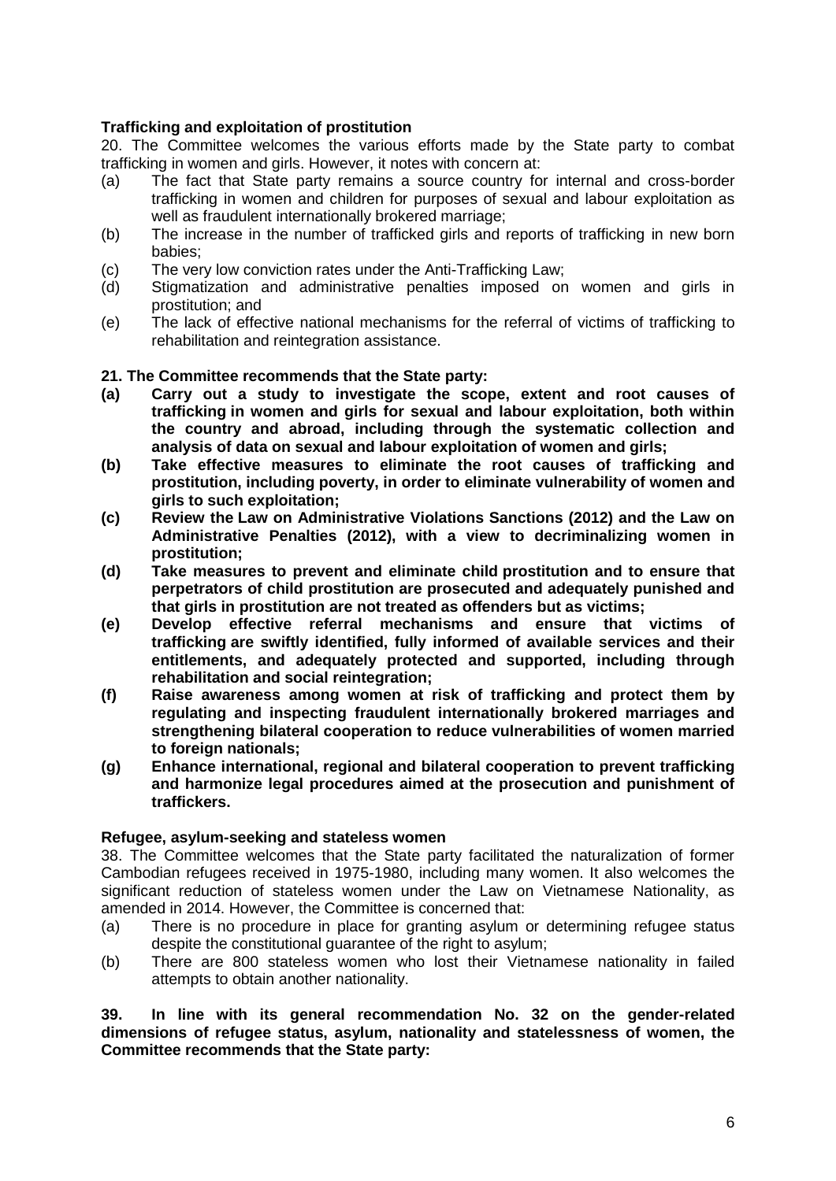**Trafficking and exploitation of prostitution**

20. The Committee welcomes the various efforts made by the State party to combat trafficking in women and girls. However, it notes with concern at:

(a) The fact that State party remains a source country for internal and cross-border trafficking in women and children for purposes of sexual and labour exploitation as well as fraudulent internationally brokered marriage;

(b) The increase in the number of trafficked girls and reports of trafficking in new born babies;

(c) The very low conviction rates under the Anti-Trafficking Law;

(d) Stigmatization and administrative penalties imposed on women and girls in prostitution; and

(e) The lack of effective national mechanisms for the referral of victims of trafficking to rehabilitation and reintegration assistance.

**21. The Committee recommends that the State party:**

**(a) Carry out a study to investigate the scope, extent and root causes of trafficking in women and girls for sexual and labour exploitation, both within the country and abroad, including through the systematic collection and analysis of data on sexual and labour exploitation of women and girls;**

**(b) Take effective measures to eliminate the root causes of trafficking and prostitution, including poverty, in order to eliminate vulnerability of women and girls to such exploitation;**

**(c) Review the Law on Administrative Violations Sanctions (2012) and the Law on Administrative Penalties (2012), with a view to decriminalizing women in prostitution;**

**(d) Take measures to prevent and eliminate child prostitution and to ensure that perpetrators of child prostitution are prosecuted and adequately punished and that girls in prostitution are not treated as offenders but as victims;**

**(e) Develop effective referral mechanisms and ensure that victims of trafficking are swiftly identified, fully informed of available services and their entitlements, and adequately protected and supported, including through rehabilitation and social reintegration;**

**(f) Raise awareness among women at risk of trafficking and protect them by regulating and inspecting fraudulent internationally brokered marriages and strengthening bilateral cooperation to reduce vulnerabilities of women married to foreign nationals;**

**(g) Enhance international, regional and bilateral cooperation to prevent trafficking and harmonize legal procedures aimed at the prosecution and punishment of traffickers.**

**Refugee, asylum-seeking and stateless women**

38. The Committee welcomes that the State party facilitated the naturalization of former Cambodian refugees received in 1975-1980, including many women. It also welcomes the significant reduction of stateless women under the Law on Vietnamese Nationality, as amended in 2014. However, the Committee is concerned that:

(a) There is no procedure in place for granting asylum or determining refugee status despite the constitutional guarantee of the right to asylum;

(b) There are 800 stateless women who lost their Vietnamese nationality in failed attempts to obtain another nationality.

**39. In line with its general recommendation No. 32 on the gender-related dimensions of refugee status, asylum, nationality and statelessness of women, the Committee recommends that the State party:**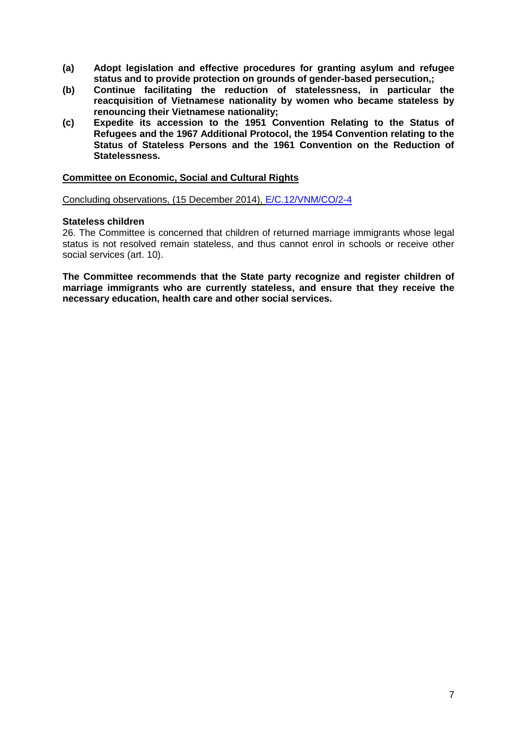**(a) Adopt legislation and effective procedures for granting asylum and refugee status and to provide protection on grounds of gender-based persecution,;**

**(b) Continue facilitating the reduction of statelessness, in particular the reacquisition of Vietnamese nationality by women who became stateless by renouncing their Vietnamese nationality;**

**(c) Expedite its accession to the 1951 Convention Relating to the Status of Refugees and the 1967 Additional Protocol, the 1954 Convention relating to the Status of Stateless Persons and the 1961 Convention on the Reduction of Statelessness.**

**Committee on Economic, Social and Cultural Rights**

Concluding observations, (15 December 2014), E/C.12/VNM/CO/2-4

**Stateless children**

26. The Committee is concerned that children of returned marriage immigrants whose legal status is not resolved remain stateless, and thus cannot enrol in schools or receive other social services (art. 10).

**The Committee recommends that the State party recognize and register children of marriage immigrants who are currently stateless, and ensure that they receive the necessary education, health care and other social services.**